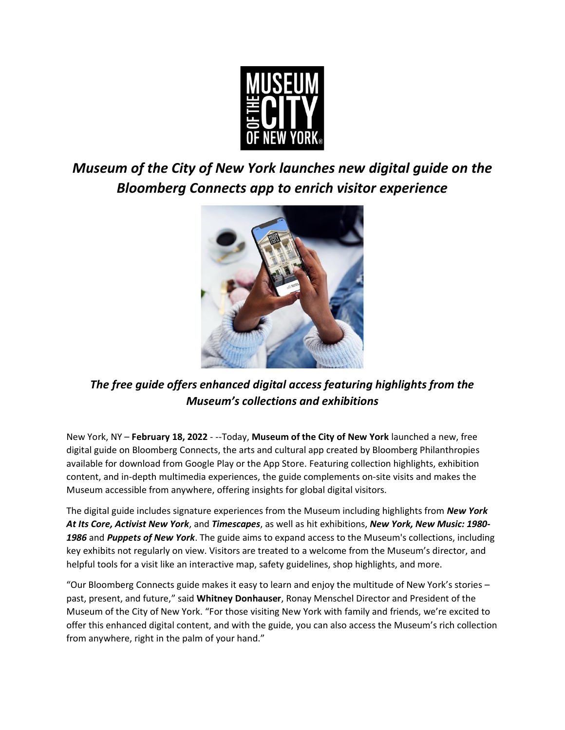# *Museum of the City of New York launches new digital guide on the Bloomberg Connects app to enrich visitor experience*

## *The free guide offers enhanced digital access featuring highlights from the Museum's collections and exhibitions*

New York, NY – **February 18, 2022** - --Today, **Museum of the City of New York** launched a new, free digital guide on Bloomberg Connects, the arts and cultural app created by Bloomberg Philanthropies available for download from Google Play or the App Store. Featuring collection highlights, exhibition content, and in-depth multimedia experiences, the guide complements on-site visits and makes the Museum accessible from anywhere, offering insights for global digital visitors.

The digital guide includes signature experiences from the Museum including highlights from ***New York At Its Core, Activist New York***, and ***Timescapes***, as well as hit exhibitions, ***New York, New Music: 1980-1986*** and ***Puppets of New York***. The guide aims to expand access to the Museum's collections, including key exhibits not regularly on view. Visitors are treated to a welcome from the Museum's director, and helpful tools for a visit like an interactive map, safety guidelines, shop highlights, and more.

"Our Bloomberg Connects guide makes it easy to learn and enjoy the multitude of New York's stories – past, present, and future," said **Whitney Donhauser**, Ronay Menschel Director and President of the Museum of the City of New York. "For those visiting New York with family and friends, we're excited to offer this enhanced digital content, and with the guide, you can also access the Museum's rich collection from anywhere, right in the palm of your hand."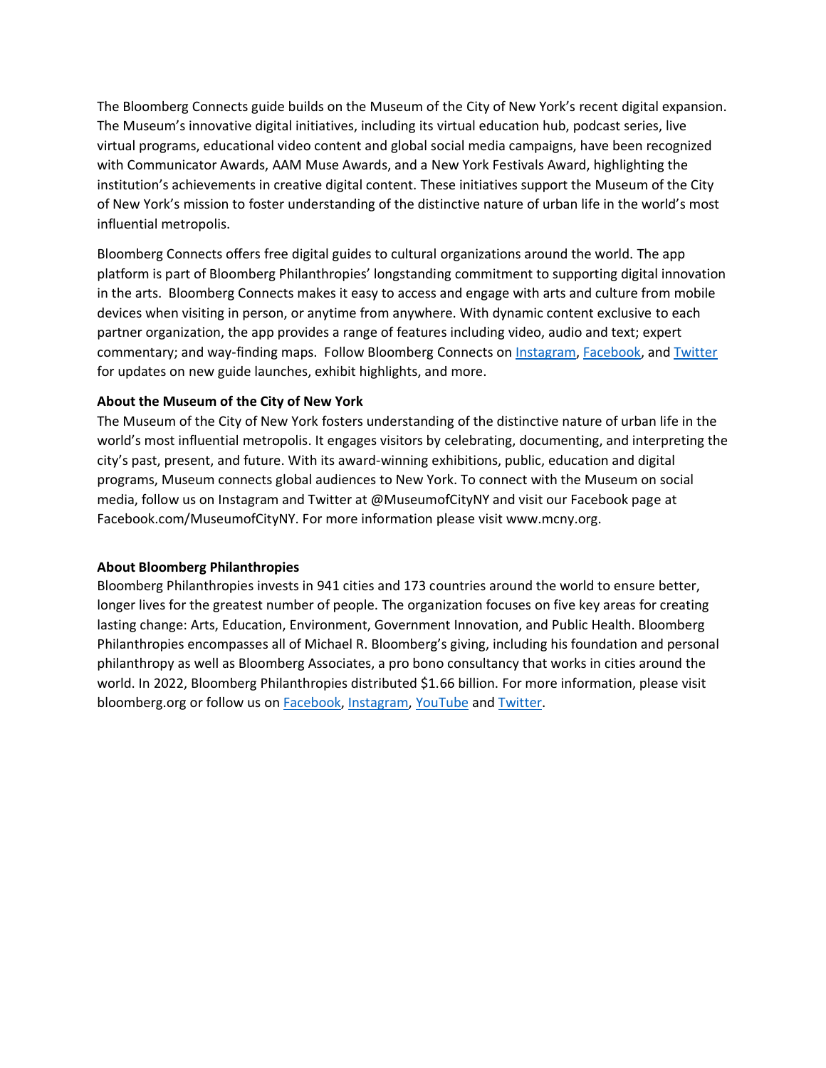The Bloomberg Connects guide builds on the Museum of the City of New York's recent digital expansion. The Museum's innovative digital initiatives, including its virtual education hub, podcast series, live virtual programs, educational video content and global social media campaigns, have been recognized with Communicator Awards, AAM Muse Awards, and a New York Festivals Award, highlighting the institution's achievements in creative digital content. These initiatives support the Museum of the City of New York's mission to foster understanding of the distinctive nature of urban life in the world's most influential metropolis.

Bloomberg Connects offers free digital guides to cultural organizations around the world. The app platform is part of Bloomberg Philanthropies' longstanding commitment to supporting digital innovation in the arts. Bloomberg Connects makes it easy to access and engage with arts and culture from mobile devices when visiting in person, or anytime from anywhere. With dynamic content exclusive to each partner organization, the app provides a range of features including video, audio and text; expert commentary; and way-finding maps. Follow Bloomberg Connects on Instagram, Facebook, and Twitter for updates on new guide launches, exhibit highlights, and more.

**About the Museum of the City of New York**
The Museum of the City of New York fosters understanding of the distinctive nature of urban life in the world's most influential metropolis. It engages visitors by celebrating, documenting, and interpreting the city's past, present, and future. With its award-winning exhibitions, public, education and digital programs, Museum connects global audiences to New York. To connect with the Museum on social media, follow us on Instagram and Twitter at @MuseumofCityNY and visit our Facebook page at Facebook.com/MuseumofCityNY. For more information please visit www.mcny.org.

**About Bloomberg Philanthropies**
Bloomberg Philanthropies invests in 941 cities and 173 countries around the world to ensure better, longer lives for the greatest number of people. The organization focuses on five key areas for creating lasting change: Arts, Education, Environment, Government Innovation, and Public Health. Bloomberg Philanthropies encompasses all of Michael R. Bloomberg's giving, including his foundation and personal philanthropy as well as Bloomberg Associates, a pro bono consultancy that works in cities around the world. In 2022, Bloomberg Philanthropies distributed $1.66 billion. For more information, please visit bloomberg.org or follow us on Facebook, Instagram, YouTube and Twitter.